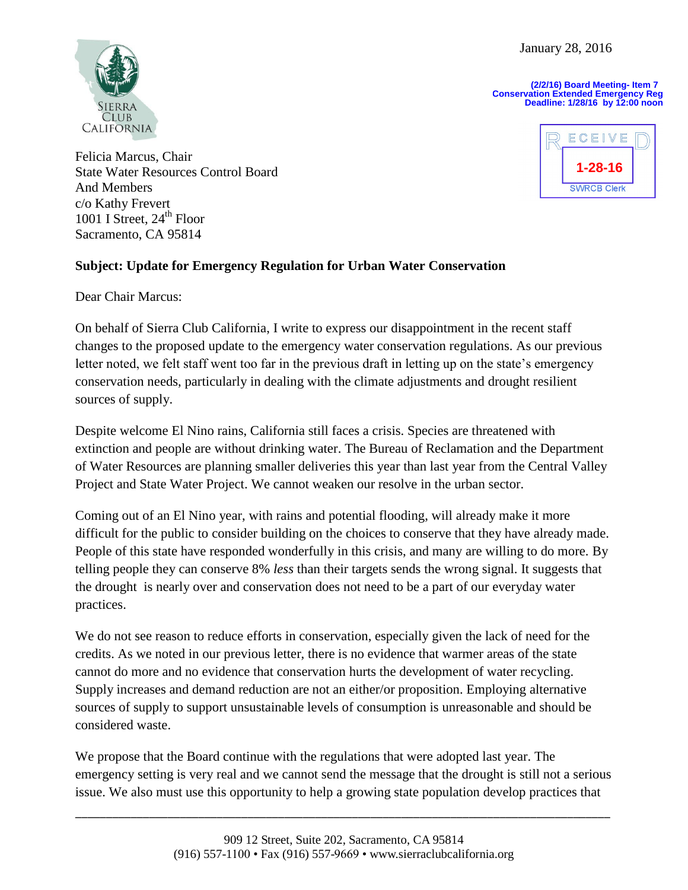January 28, 2016

**(2/2/16) Board Meeting- Item 7**
**Conservation Extended Emergency Reg**
**Deadline: 1/28/16 by 12:00 noon**

RECEIVED
1-28-16
SWRCB Clerk

SIERRA CLUB CALIFORNIA

Felicia Marcus, Chair
State Water Resources Control Board
And Members
c/o Kathy Frevert
1001 I Street, 24th Floor
Sacramento, CA 95814

**Subject: Update for Emergency Regulation for Urban Water Conservation**

Dear Chair Marcus:

On behalf of Sierra Club California, I write to express our disappointment in the recent staff changes to the proposed update to the emergency water conservation regulations. As our previous letter noted, we felt staff went too far in the previous draft in letting up on the state's emergency conservation needs, particularly in dealing with the climate adjustments and drought resilient sources of supply.

Despite welcome El Nino rains, California still faces a crisis. Species are threatened with extinction and people are without drinking water. The Bureau of Reclamation and the Department of Water Resources are planning smaller deliveries this year than last year from the Central Valley Project and State Water Project. We cannot weaken our resolve in the urban sector.

Coming out of an El Nino year, with rains and potential flooding, will already make it more difficult for the public to consider building on the choices to conserve that they have already made. People of this state have responded wonderfully in this crisis, and many are willing to do more. By telling people they can conserve 8% *less* than their targets sends the wrong signal. It suggests that the drought is nearly over and conservation does not need to be a part of our everyday water practices.

We do not see reason to reduce efforts in conservation, especially given the lack of need for the credits. As we noted in our previous letter, there is no evidence that warmer areas of the state cannot do more and no evidence that conservation hurts the development of water recycling. Supply increases and demand reduction are not an either/or proposition. Employing alternative sources of supply to support unsustainable levels of consumption is unreasonable and should be considered waste.

We propose that the Board continue with the regulations that were adopted last year. The emergency setting is very real and we cannot send the message that the drought is still not a serious issue. We also must use this opportunity to help a growing state population develop practices that

909 12 Street, Suite 202, Sacramento, CA 95814
(916) 557-1100 • Fax (916) 557-9669 • www.sierraclubcalifornia.org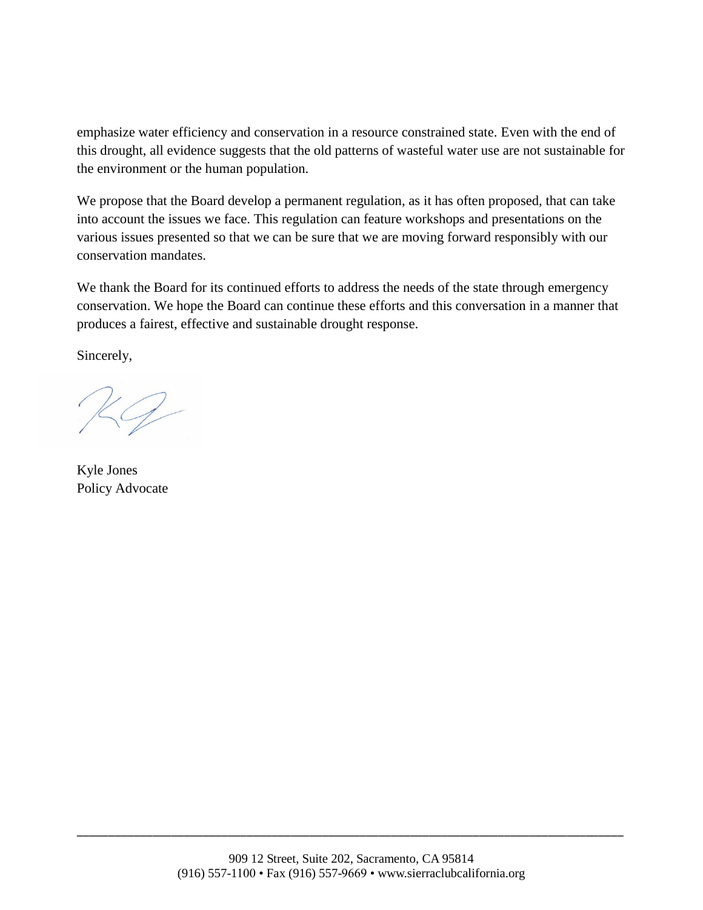emphasize water efficiency and conservation in a resource constrained state. Even with the end of this drought, all evidence suggests that the old patterns of wasteful water use are not sustainable for the environment or the human population.

We propose that the Board develop a permanent regulation, as it has often proposed, that can take into account the issues we face. This regulation can feature workshops and presentations on the various issues presented so that we can be sure that we are moving forward responsibly with our conservation mandates.

We thank the Board for its continued efforts to address the needs of the state through emergency conservation. We hope the Board can continue these efforts and this conversation in a manner that produces a fairest, effective and sustainable drought response.

Sincerely,

Kyle Jones
Policy Advocate

909 12 Street, Suite 202, Sacramento, CA 95814
(916) 557-1100 • Fax (916) 557-9669 • www.sierraclubcalifornia.org